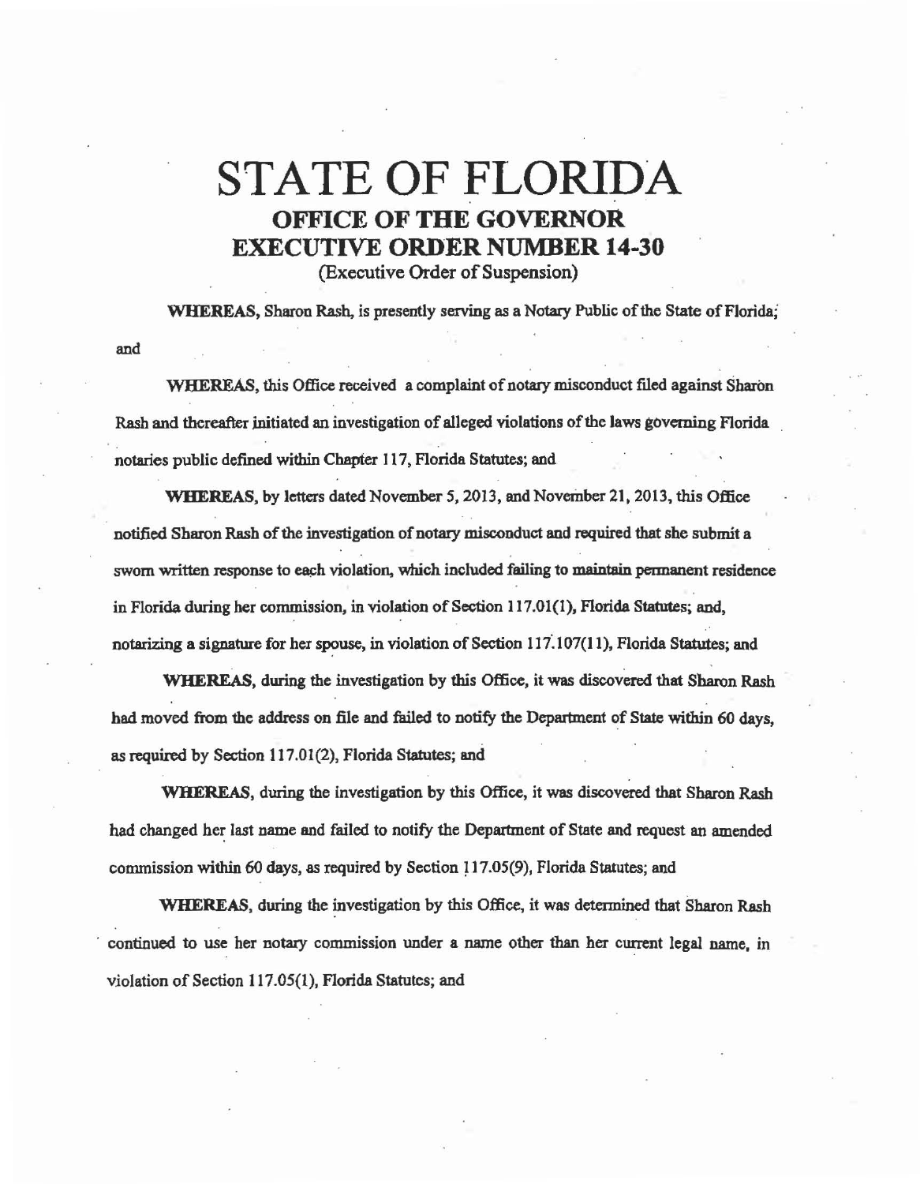# STATE OF FLORIDA

## OFFICE OF THE GOVERNOR

## EXECUTIVE ORDER NUMBER 14-30

(Executive Order of Suspension)

**WHEREAS,** Sharon Rash, is presently serving as a Notary Public of the State of Florida; and

**WHEREAS,** this Office received a complaint of notary misconduct filed against Sharon Rash and thereafter initiated an investigation of alleged violations of the laws governing Florida notaries public defined within Chapter 117, Florida Statutes; and

**WHEREAS,** by letters dated November 5, 2013, and November 21, 2013, this Office notified Sharon Rash of the investigation of notary misconduct and required that she submit a sworn written response to each violation, which included failing to maintain permanent residence in Florida during her commission, in violation of Section 117.01(1), Florida Statutes; and, notarizing a signature for her spouse, in violation of Section 117.107(11), Florida Statutes; and

**WHEREAS,** during the investigation by this Office, it was discovered that Sharon Rash had moved from the address on file and failed to notify the Department of State within 60 days, as required by Section 117.01(2), Florida Statutes; and

**WHEREAS,** during the investigation by this Office, it was discovered that Sharon Rash had changed her last name and failed to notify the Department of State and request an amended commission within 60 days, as required by Section 117.05(9), Florida Statutes; and

**WHEREAS,** during the investigation by this Office, it was determined that Sharon Rash continued to use her notary commission under a name other than her current legal name, in violation of Section 117.05(1), Florida Statutes; and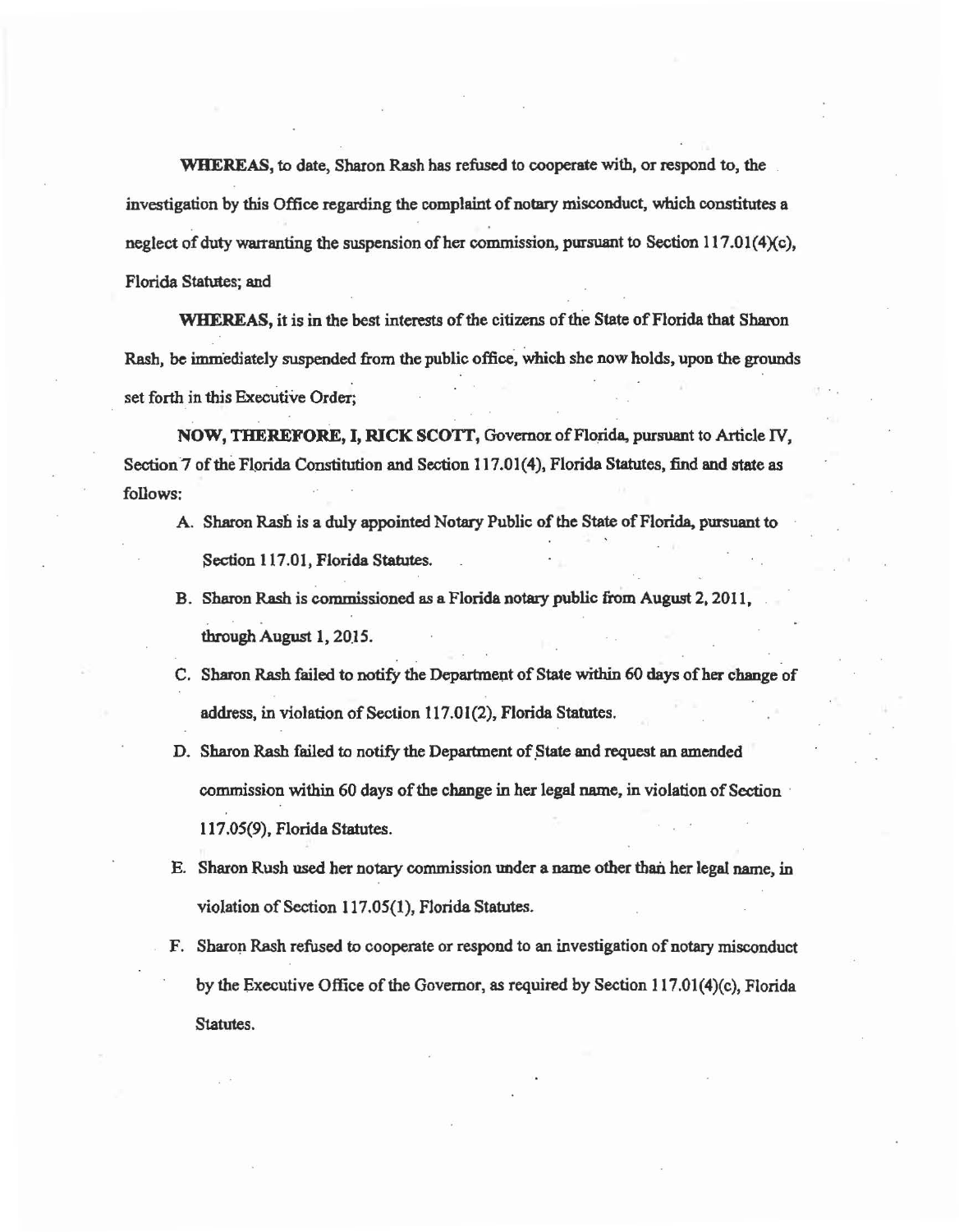**WHEREAS,** to date, Sharon Rash has refused to cooperate with, or respond to, the investigation by this Office regarding the complaint of notary misconduct, which constitutes a neglect of duty warranting the suspension of her commission, pursuant to Section 117.01(4)(c), Florida Statutes; and

**WHEREAS,** it is in the best interests of the citizens of the State of Florida that Sharon Rash, be immediately suspended from the public office, which she now holds, upon the grounds set forth in this Executive Order;

**NOW, THEREFORE, I, RICK SCOTT,** Governor of Florida, pursuant to Article IV, Section 7 of the Florida Constitution and Section 117.01(4), Florida Statutes, find and state as follows:

A. Sharon Rash is a duly appointed Notary Public of the State of Florida, pursuant to Section 117.01, Florida Statutes.

B. Sharon Rash is commissioned as a Florida notary public from August 2, 2011, through August 1, 2015.

C. Sharon Rash failed to notify the Department of State within 60 days of her change of address, in violation of Section 117.01(2), Florida Statutes.

D. Sharon Rash failed to notify the Department of State and request an amended commission within 60 days of the change in her legal name, in violation of Section 117.05(9), Florida Statutes.

E. Sharon Rush used her notary commission under a name other than her legal name, in violation of Section 117.05(1), Florida Statutes.

F. Sharon Rash refused to cooperate or respond to an investigation of notary misconduct by the Executive Office of the Governor, as required by Section 117.01(4)(c), Florida Statutes.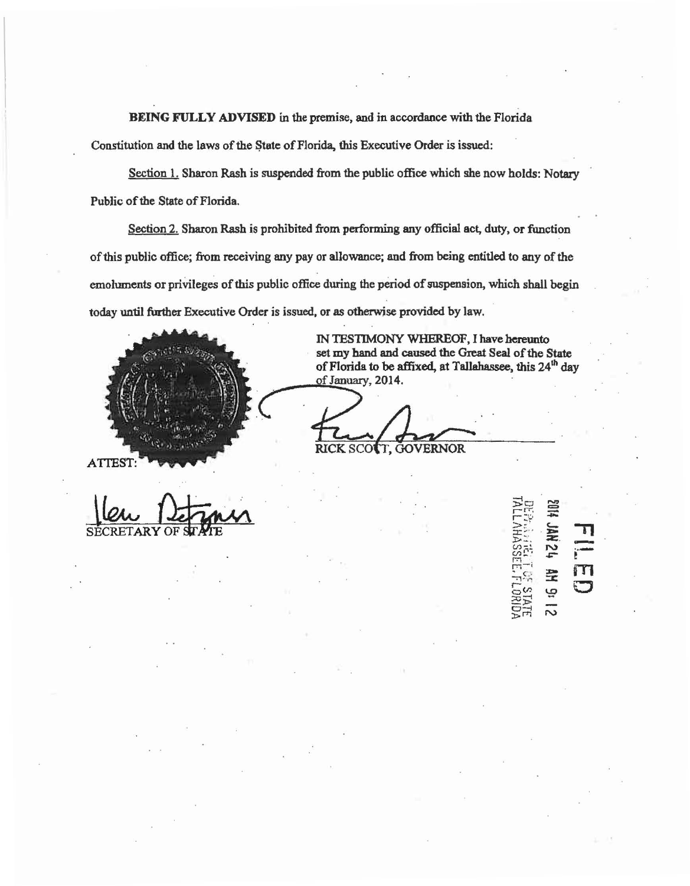**BEING FULLY ADVISED** in the premise, and in accordance with the Florida Constitution and the laws of the State of Florida, this Executive Order is issued:

Section 1. Sharon Rash is suspended from the public office which she now holds: Notary Public of the State of Florida.

Section 2. Sharon Rash is prohibited from performing any official act, duty, or function of this public office; from receiving any pay or allowance; and from being entitled to any of the emoluments or privileges of this public office during the period of suspension, which shall begin today until further Executive Order is issued, or as otherwise provided by law.

IN TESTIMONY WHEREOF, I have hereunto set my hand and caused the Great Seal of the State of Florida to be affixed, at Tallahassee, this 24th day of January, 2014.

RICK SCOTT, GOVERNOR

ATTEST:

SECRETARY OF STATE

FILED

2014 JAN 24 AM 9:12

DEPARTMENT OF STATE
TALLAHASSEE, FLORIDA